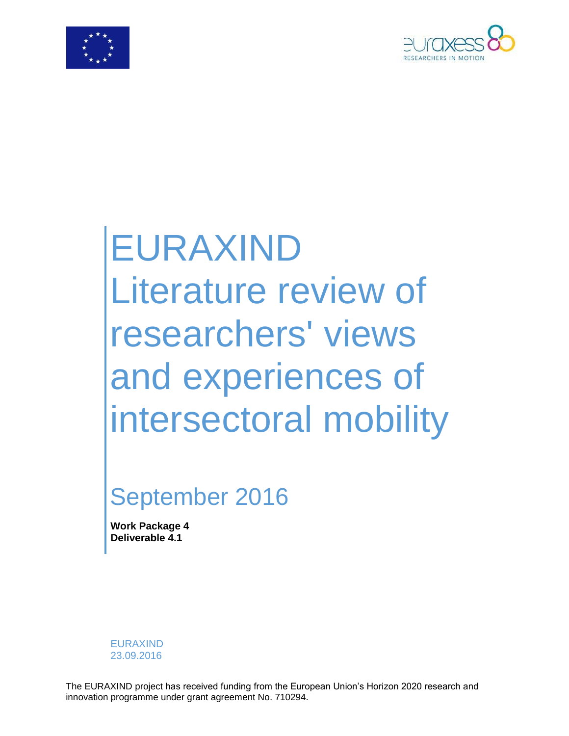# EURAXIND Literature review of researchers' views and experiences of intersectoral mobility

## September 2016

**Work Package 4**
**Deliverable 4.1**

EURAXIND
23.09.2016

The EURAXIND project has received funding from the European Union's Horizon 2020 research and innovation programme under grant agreement No. 710294.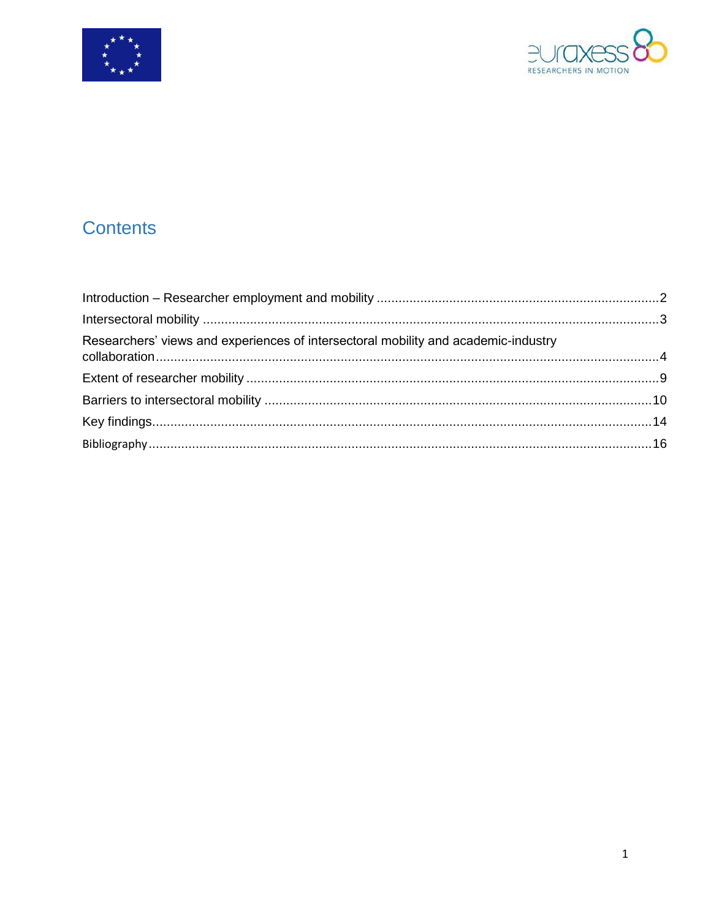## Contents

Introduction – Researcher employment and mobility ............................................................................ 2

Intersectoral mobility ............................................................................................................................ 3

Researchers' views and experiences of intersectoral mobility and academic-industry collaboration ......................................................................................................................................... 4

Extent of researcher mobility ................................................................................................................ 9

Barriers to intersectoral mobility ......................................................................................................... 10

Key findings ......................................................................................................................................... 14

Bibliography ......................................................................................................................................... 16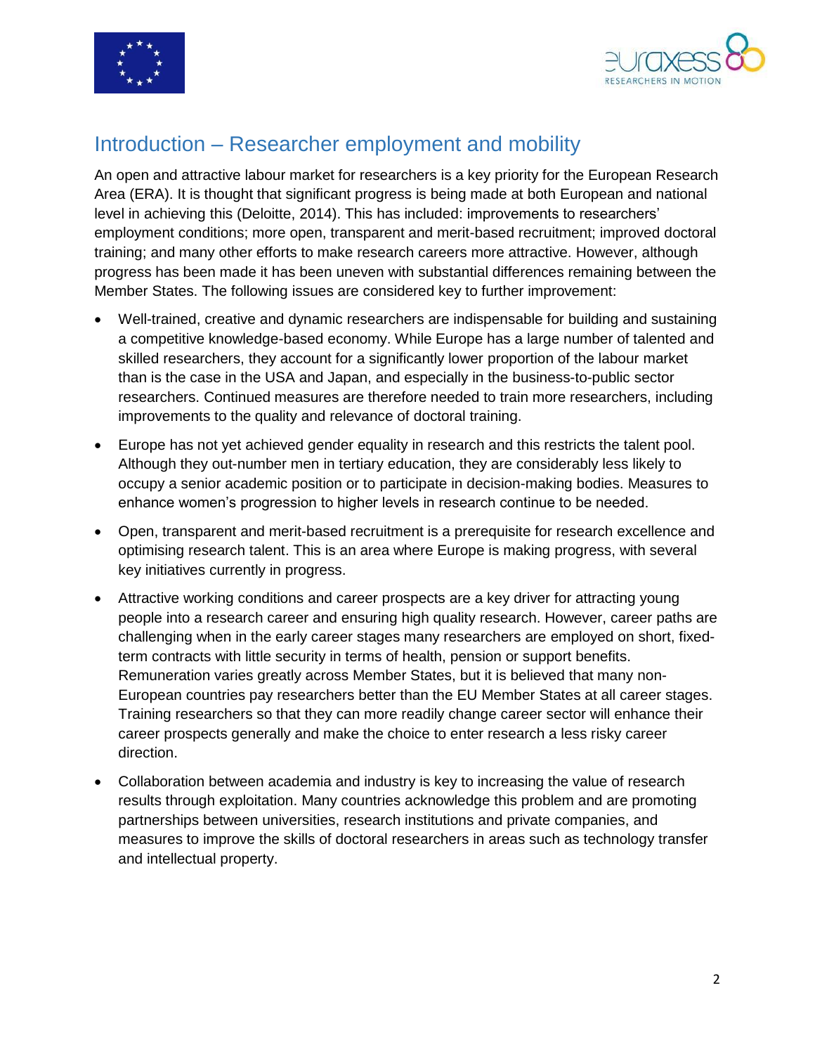## Introduction – Researcher employment and mobility

An open and attractive labour market for researchers is a key priority for the European Research Area (ERA). It is thought that significant progress is being made at both European and national level in achieving this (Deloitte, 2014). This has included: improvements to researchers' employment conditions; more open, transparent and merit-based recruitment; improved doctoral training; and many other efforts to make research careers more attractive. However, although progress has been made it has been uneven with substantial differences remaining between the Member States. The following issues are considered key to further improvement:

- Well-trained, creative and dynamic researchers are indispensable for building and sustaining a competitive knowledge-based economy. While Europe has a large number of talented and skilled researchers, they account for a significantly lower proportion of the labour market than is the case in the USA and Japan, and especially in the business-to-public sector researchers. Continued measures are therefore needed to train more researchers, including improvements to the quality and relevance of doctoral training.
- Europe has not yet achieved gender equality in research and this restricts the talent pool. Although they out-number men in tertiary education, they are considerably less likely to occupy a senior academic position or to participate in decision-making bodies. Measures to enhance women's progression to higher levels in research continue to be needed.
- Open, transparent and merit-based recruitment is a prerequisite for research excellence and optimising research talent. This is an area where Europe is making progress, with several key initiatives currently in progress.
- Attractive working conditions and career prospects are a key driver for attracting young people into a research career and ensuring high quality research. However, career paths are challenging when in the early career stages many researchers are employed on short, fixed-term contracts with little security in terms of health, pension or support benefits. Remuneration varies greatly across Member States, but it is believed that many non-European countries pay researchers better than the EU Member States at all career stages. Training researchers so that they can more readily change career sector will enhance their career prospects generally and make the choice to enter research a less risky career direction.
- Collaboration between academia and industry is key to increasing the value of research results through exploitation. Many countries acknowledge this problem and are promoting partnerships between universities, research institutions and private companies, and measures to improve the skills of doctoral researchers in areas such as technology transfer and intellectual property.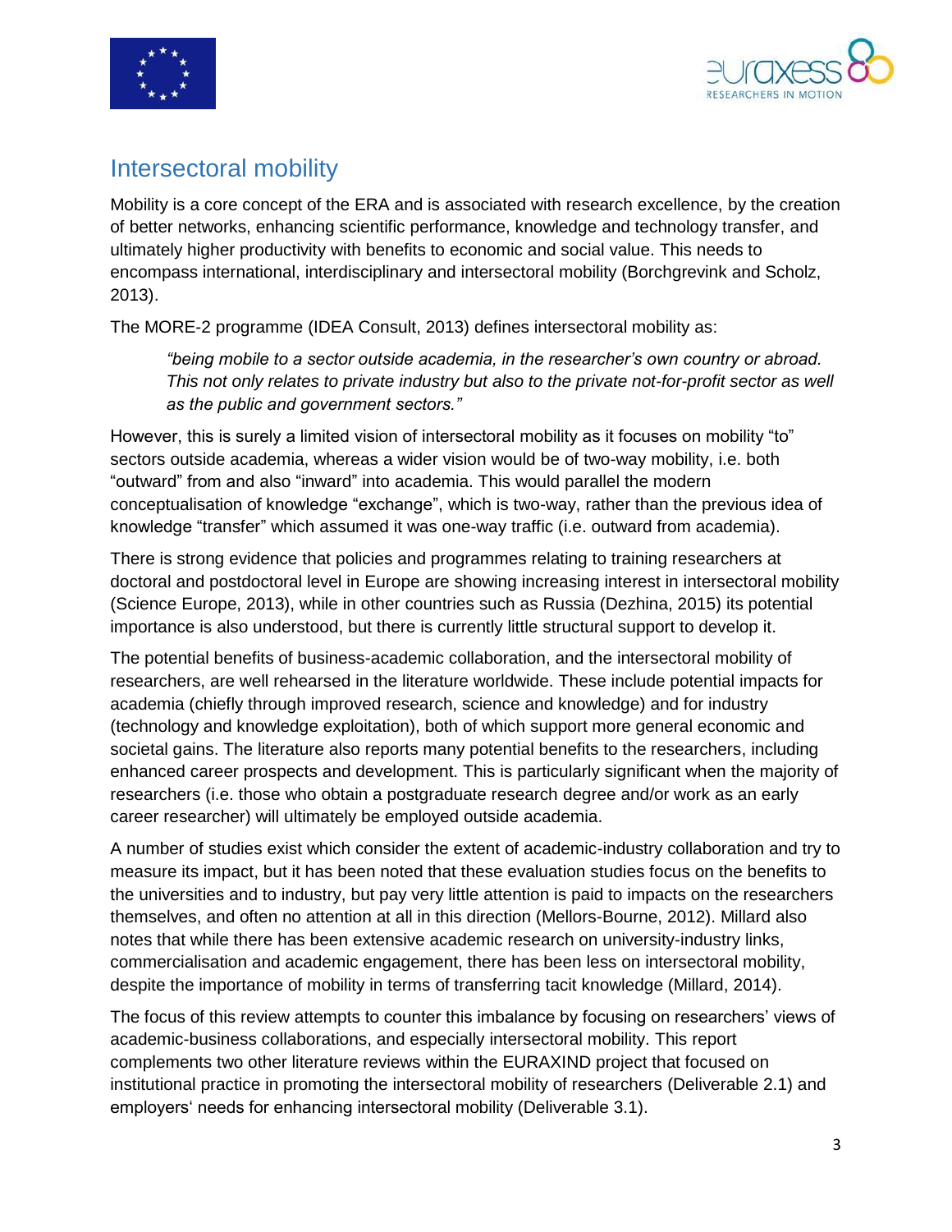## Intersectoral mobility

Mobility is a core concept of the ERA and is associated with research excellence, by the creation of better networks, enhancing scientific performance, knowledge and technology transfer, and ultimately higher productivity with benefits to economic and social value. This needs to encompass international, interdisciplinary and intersectoral mobility (Borchgrevink and Scholz, 2013).

The MORE-2 programme (IDEA Consult, 2013) defines intersectoral mobility as:

> *"being mobile to a sector outside academia, in the researcher's own country or abroad. This not only relates to private industry but also to the private not-for-profit sector as well as the public and government sectors."*

However, this is surely a limited vision of intersectoral mobility as it focuses on mobility "to" sectors outside academia, whereas a wider vision would be of two-way mobility, i.e. both "outward" from and also "inward" into academia. This would parallel the modern conceptualisation of knowledge "exchange", which is two-way, rather than the previous idea of knowledge "transfer" which assumed it was one-way traffic (i.e. outward from academia).

There is strong evidence that policies and programmes relating to training researchers at doctoral and postdoctoral level in Europe are showing increasing interest in intersectoral mobility (Science Europe, 2013), while in other countries such as Russia (Dezhina, 2015) its potential importance is also understood, but there is currently little structural support to develop it.

The potential benefits of business-academic collaboration, and the intersectoral mobility of researchers, are well rehearsed in the literature worldwide. These include potential impacts for academia (chiefly through improved research, science and knowledge) and for industry (technology and knowledge exploitation), both of which support more general economic and societal gains. The literature also reports many potential benefits to the researchers, including enhanced career prospects and development. This is particularly significant when the majority of researchers (i.e. those who obtain a postgraduate research degree and/or work as an early career researcher) will ultimately be employed outside academia.

A number of studies exist which consider the extent of academic-industry collaboration and try to measure its impact, but it has been noted that these evaluation studies focus on the benefits to the universities and to industry, but pay very little attention is paid to impacts on the researchers themselves, and often no attention at all in this direction (Mellors-Bourne, 2012). Millard also notes that while there has been extensive academic research on university-industry links, commercialisation and academic engagement, there has been less on intersectoral mobility, despite the importance of mobility in terms of transferring tacit knowledge (Millard, 2014).

The focus of this review attempts to counter this imbalance by focusing on researchers' views of academic-business collaborations, and especially intersectoral mobility. This report complements two other literature reviews within the EURAXIND project that focused on institutional practice in promoting the intersectoral mobility of researchers (Deliverable 2.1) and employers' needs for enhancing intersectoral mobility (Deliverable 3.1).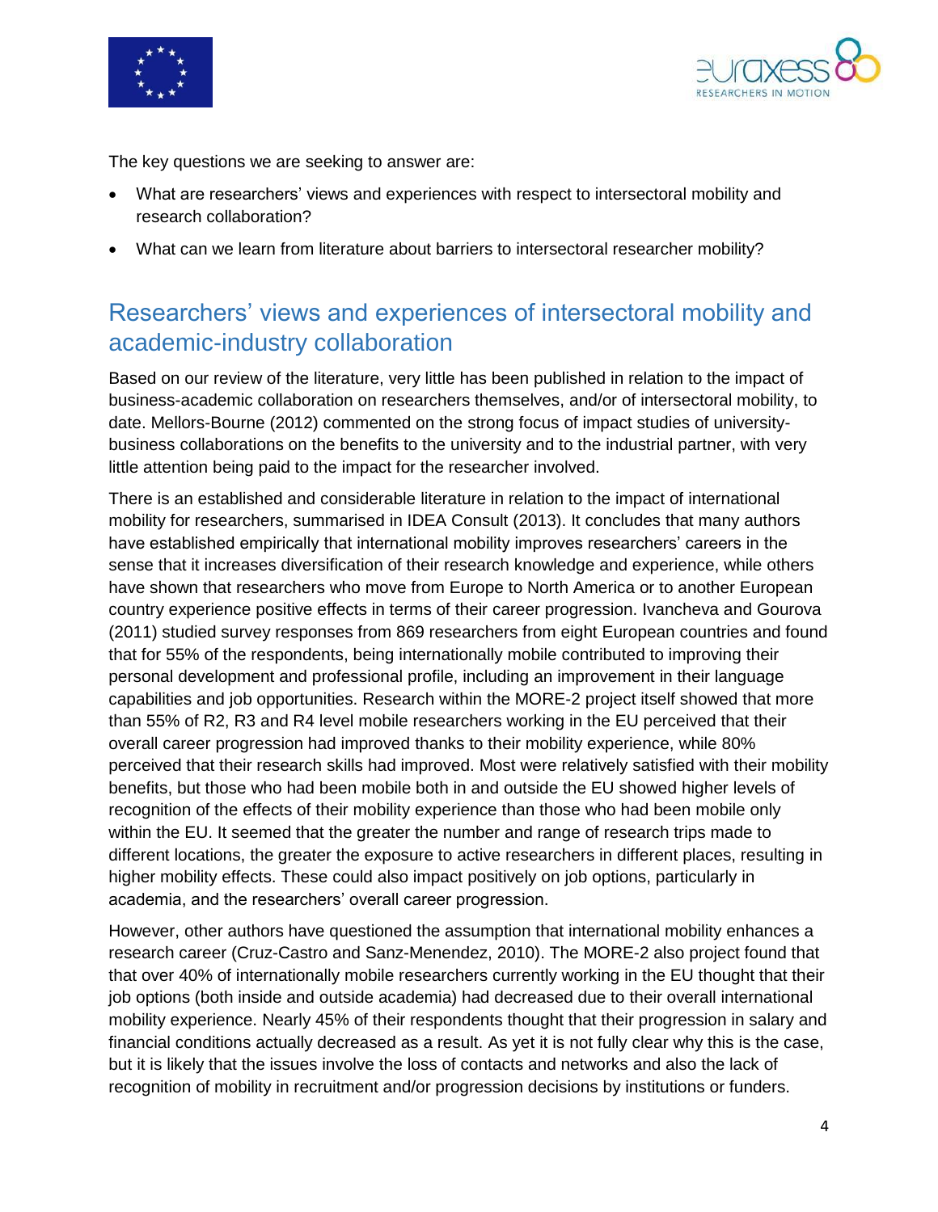The key questions we are seeking to answer are:

- What are researchers' views and experiences with respect to intersectoral mobility and research collaboration?
- What can we learn from literature about barriers to intersectoral researcher mobility?

## Researchers' views and experiences of intersectoral mobility and academic-industry collaboration

Based on our review of the literature, very little has been published in relation to the impact of business-academic collaboration on researchers themselves, and/or of intersectoral mobility, to date. Mellors-Bourne (2012) commented on the strong focus of impact studies of university-business collaborations on the benefits to the university and to the industrial partner, with very little attention being paid to the impact for the researcher involved.

There is an established and considerable literature in relation to the impact of international mobility for researchers, summarised in IDEA Consult (2013). It concludes that many authors have established empirically that international mobility improves researchers' careers in the sense that it increases diversification of their research knowledge and experience, while others have shown that researchers who move from Europe to North America or to another European country experience positive effects in terms of their career progression. Ivancheva and Gourova (2011) studied survey responses from 869 researchers from eight European countries and found that for 55% of the respondents, being internationally mobile contributed to improving their personal development and professional profile, including an improvement in their language capabilities and job opportunities. Research within the MORE-2 project itself showed that more than 55% of R2, R3 and R4 level mobile researchers working in the EU perceived that their overall career progression had improved thanks to their mobility experience, while 80% perceived that their research skills had improved. Most were relatively satisfied with their mobility benefits, but those who had been mobile both in and outside the EU showed higher levels of recognition of the effects of their mobility experience than those who had been mobile only within the EU. It seemed that the greater the number and range of research trips made to different locations, the greater the exposure to active researchers in different places, resulting in higher mobility effects. These could also impact positively on job options, particularly in academia, and the researchers' overall career progression.

However, other authors have questioned the assumption that international mobility enhances a research career (Cruz-Castro and Sanz-Menendez, 2010). The MORE-2 also project found that that over 40% of internationally mobile researchers currently working in the EU thought that their job options (both inside and outside academia) had decreased due to their overall international mobility experience. Nearly 45% of their respondents thought that their progression in salary and financial conditions actually decreased as a result. As yet it is not fully clear why this is the case, but it is likely that the issues involve the loss of contacts and networks and also the lack of recognition of mobility in recruitment and/or progression decisions by institutions or funders.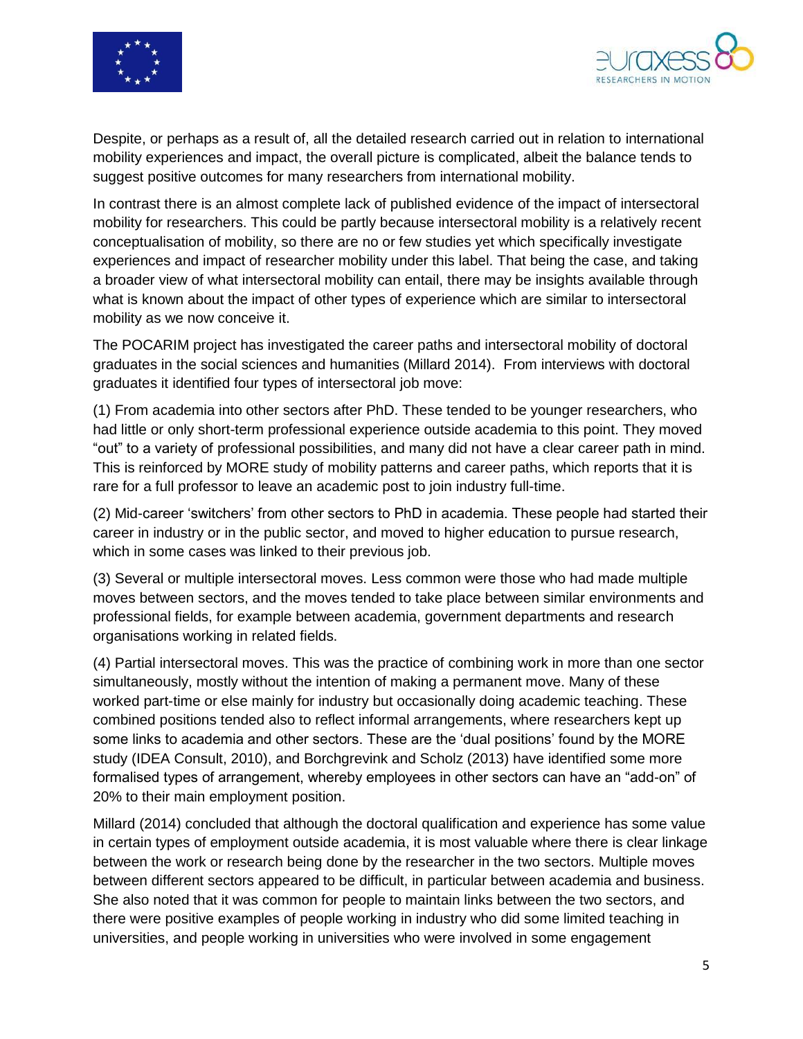Despite, or perhaps as a result of, all the detailed research carried out in relation to international mobility experiences and impact, the overall picture is complicated, albeit the balance tends to suggest positive outcomes for many researchers from international mobility.

In contrast there is an almost complete lack of published evidence of the impact of intersectoral mobility for researchers. This could be partly because intersectoral mobility is a relatively recent conceptualisation of mobility, so there are no or few studies yet which specifically investigate experiences and impact of researcher mobility under this label. That being the case, and taking a broader view of what intersectoral mobility can entail, there may be insights available through what is known about the impact of other types of experience which are similar to intersectoral mobility as we now conceive it.

The POCARIM project has investigated the career paths and intersectoral mobility of doctoral graduates in the social sciences and humanities (Millard 2014). From interviews with doctoral graduates it identified four types of intersectoral job move:

(1) From academia into other sectors after PhD. These tended to be younger researchers, who had little or only short-term professional experience outside academia to this point. They moved "out" to a variety of professional possibilities, and many did not have a clear career path in mind. This is reinforced by MORE study of mobility patterns and career paths, which reports that it is rare for a full professor to leave an academic post to join industry full-time.

(2) Mid-career 'switchers' from other sectors to PhD in academia. These people had started their career in industry or in the public sector, and moved to higher education to pursue research, which in some cases was linked to their previous job.

(3) Several or multiple intersectoral moves. Less common were those who had made multiple moves between sectors, and the moves tended to take place between similar environments and professional fields, for example between academia, government departments and research organisations working in related fields.

(4) Partial intersectoral moves. This was the practice of combining work in more than one sector simultaneously, mostly without the intention of making a permanent move. Many of these worked part-time or else mainly for industry but occasionally doing academic teaching. These combined positions tended also to reflect informal arrangements, where researchers kept up some links to academia and other sectors. These are the 'dual positions' found by the MORE study (IDEA Consult, 2010), and Borchgrevink and Scholz (2013) have identified some more formalised types of arrangement, whereby employees in other sectors can have an "add-on" of 20% to their main employment position.

Millard (2014) concluded that although the doctoral qualification and experience has some value in certain types of employment outside academia, it is most valuable where there is clear linkage between the work or research being done by the researcher in the two sectors. Multiple moves between different sectors appeared to be difficult, in particular between academia and business. She also noted that it was common for people to maintain links between the two sectors, and there were positive examples of people working in industry who did some limited teaching in universities, and people working in universities who were involved in some engagement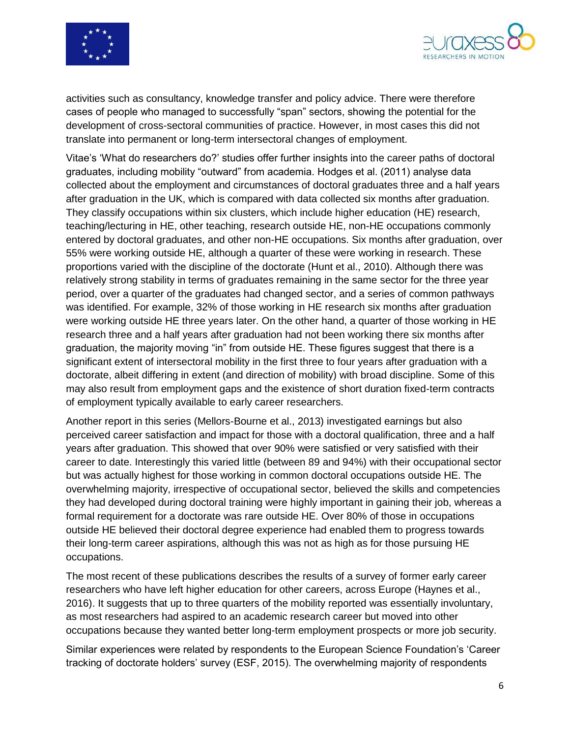activities such as consultancy, knowledge transfer and policy advice. There were therefore cases of people who managed to successfully "span" sectors, showing the potential for the development of cross-sectoral communities of practice. However, in most cases this did not translate into permanent or long-term intersectoral changes of employment.

Vitae's 'What do researchers do?' studies offer further insights into the career paths of doctoral graduates, including mobility "outward" from academia. Hodges et al. (2011) analyse data collected about the employment and circumstances of doctoral graduates three and a half years after graduation in the UK, which is compared with data collected six months after graduation. They classify occupations within six clusters, which include higher education (HE) research, teaching/lecturing in HE, other teaching, research outside HE, non-HE occupations commonly entered by doctoral graduates, and other non-HE occupations. Six months after graduation, over 55% were working outside HE, although a quarter of these were working in research. These proportions varied with the discipline of the doctorate (Hunt et al., 2010). Although there was relatively strong stability in terms of graduates remaining in the same sector for the three year period, over a quarter of the graduates had changed sector, and a series of common pathways was identified. For example, 32% of those working in HE research six months after graduation were working outside HE three years later. On the other hand, a quarter of those working in HE research three and a half years after graduation had not been working there six months after graduation, the majority moving "in" from outside HE. These figures suggest that there is a significant extent of intersectoral mobility in the first three to four years after graduation with a doctorate, albeit differing in extent (and direction of mobility) with broad discipline. Some of this may also result from employment gaps and the existence of short duration fixed-term contracts of employment typically available to early career researchers.

Another report in this series (Mellors-Bourne et al., 2013) investigated earnings but also perceived career satisfaction and impact for those with a doctoral qualification, three and a half years after graduation. This showed that over 90% were satisfied or very satisfied with their career to date. Interestingly this varied little (between 89 and 94%) with their occupational sector but was actually highest for those working in common doctoral occupations outside HE. The overwhelming majority, irrespective of occupational sector, believed the skills and competencies they had developed during doctoral training were highly important in gaining their job, whereas a formal requirement for a doctorate was rare outside HE. Over 80% of those in occupations outside HE believed their doctoral degree experience had enabled them to progress towards their long-term career aspirations, although this was not as high as for those pursuing HE occupations.

The most recent of these publications describes the results of a survey of former early career researchers who have left higher education for other careers, across Europe (Haynes et al., 2016). It suggests that up to three quarters of the mobility reported was essentially involuntary, as most researchers had aspired to an academic research career but moved into other occupations because they wanted better long-term employment prospects or more job security.

Similar experiences were related by respondents to the European Science Foundation's 'Career tracking of doctorate holders' survey (ESF, 2015). The overwhelming majority of respondents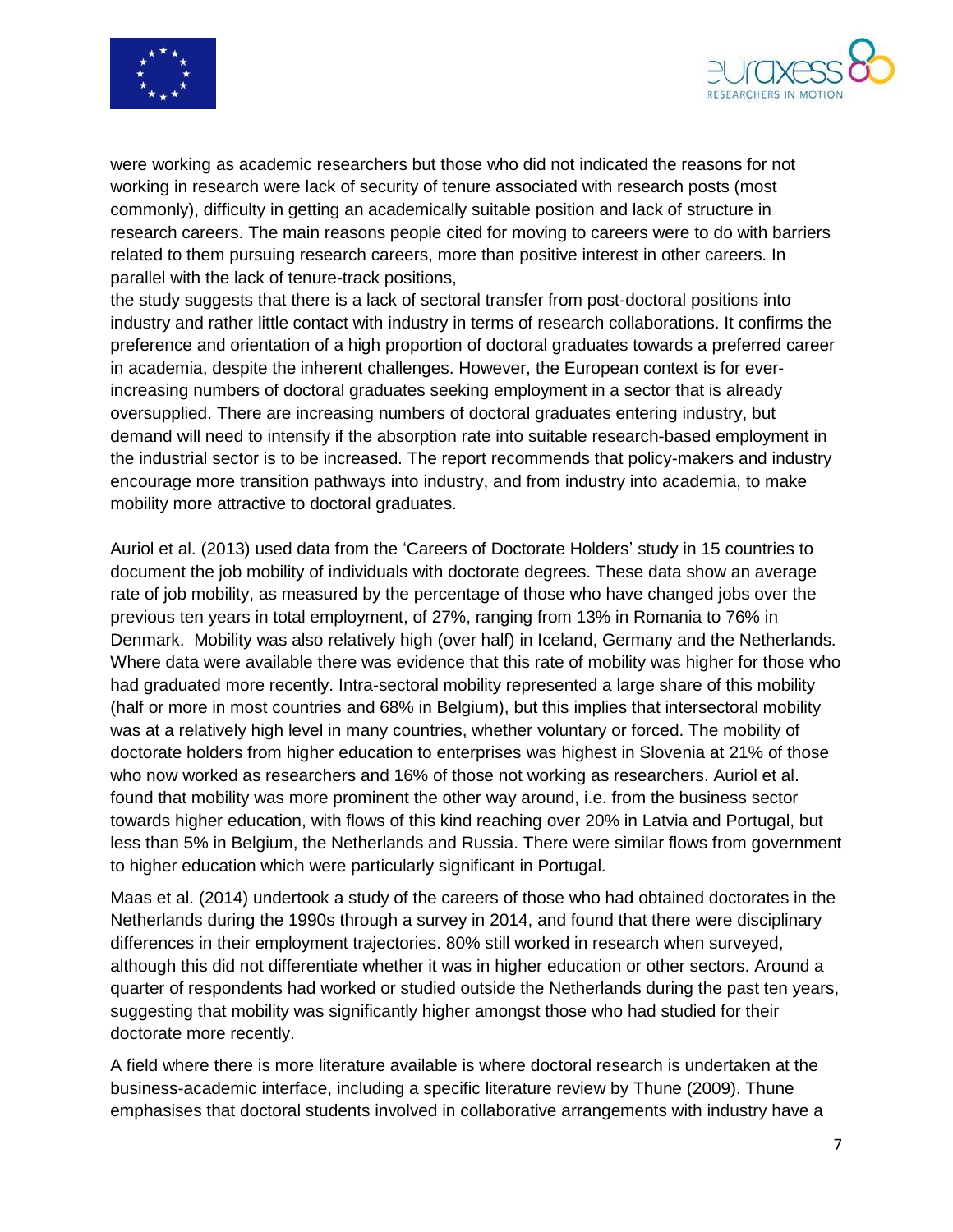were working as academic researchers but those who did not indicated the reasons for not working in research were lack of security of tenure associated with research posts (most commonly), difficulty in getting an academically suitable position and lack of structure in research careers. The main reasons people cited for moving to careers were to do with barriers related to them pursuing research careers, more than positive interest in other careers. In parallel with the lack of tenure-track positions,
the study suggests that there is a lack of sectoral transfer from post-doctoral positions into industry and rather little contact with industry in terms of research collaborations. It confirms the preference and orientation of a high proportion of doctoral graduates towards a preferred career in academia, despite the inherent challenges. However, the European context is for ever-increasing numbers of doctoral graduates seeking employment in a sector that is already oversupplied. There are increasing numbers of doctoral graduates entering industry, but demand will need to intensify if the absorption rate into suitable research-based employment in the industrial sector is to be increased. The report recommends that policy-makers and industry encourage more transition pathways into industry, and from industry into academia, to make mobility more attractive to doctoral graduates.

Auriol et al. (2013) used data from the 'Careers of Doctorate Holders' study in 15 countries to document the job mobility of individuals with doctorate degrees. These data show an average rate of job mobility, as measured by the percentage of those who have changed jobs over the previous ten years in total employment, of 27%, ranging from 13% in Romania to 76% in Denmark. Mobility was also relatively high (over half) in Iceland, Germany and the Netherlands. Where data were available there was evidence that this rate of mobility was higher for those who had graduated more recently. Intra-sectoral mobility represented a large share of this mobility (half or more in most countries and 68% in Belgium), but this implies that intersectoral mobility was at a relatively high level in many countries, whether voluntary or forced. The mobility of doctorate holders from higher education to enterprises was highest in Slovenia at 21% of those who now worked as researchers and 16% of those not working as researchers. Auriol et al. found that mobility was more prominent the other way around, i.e. from the business sector towards higher education, with flows of this kind reaching over 20% in Latvia and Portugal, but less than 5% in Belgium, the Netherlands and Russia. There were similar flows from government to higher education which were particularly significant in Portugal.

Maas et al. (2014) undertook a study of the careers of those who had obtained doctorates in the Netherlands during the 1990s through a survey in 2014, and found that there were disciplinary differences in their employment trajectories. 80% still worked in research when surveyed, although this did not differentiate whether it was in higher education or other sectors. Around a quarter of respondents had worked or studied outside the Netherlands during the past ten years, suggesting that mobility was significantly higher amongst those who had studied for their doctorate more recently.

A field where there is more literature available is where doctoral research is undertaken at the business-academic interface, including a specific literature review by Thune (2009). Thune emphasises that doctoral students involved in collaborative arrangements with industry have a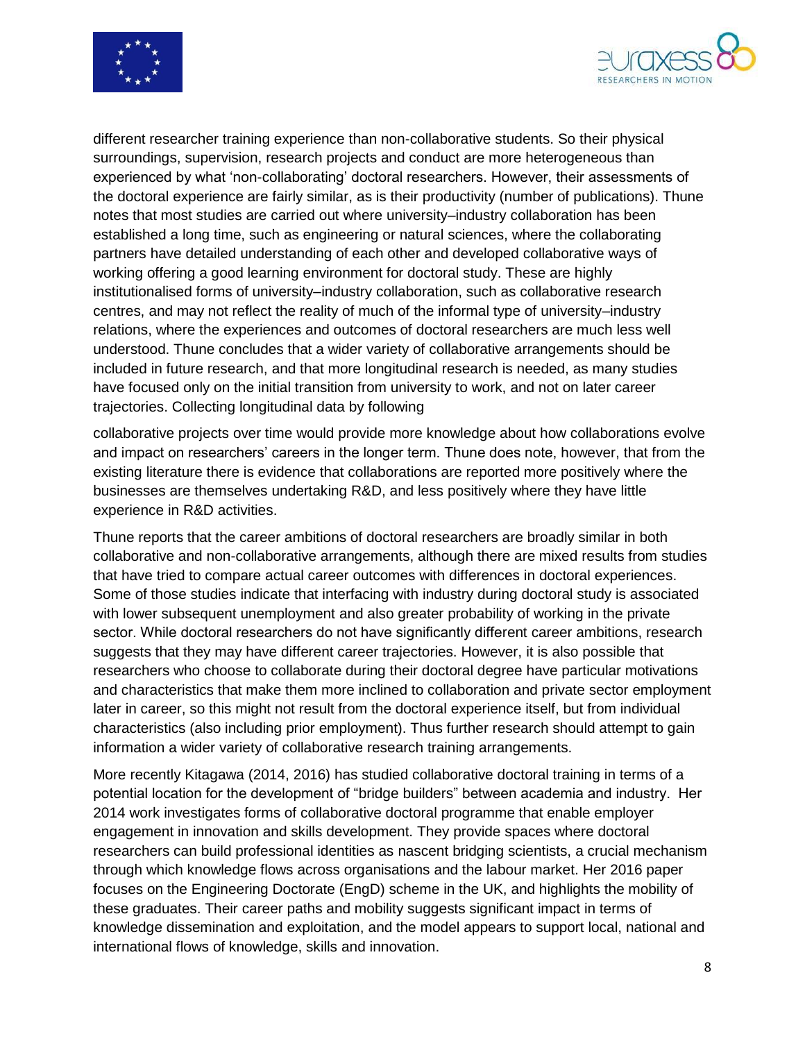different researcher training experience than non-collaborative students. So their physical surroundings, supervision, research projects and conduct are more heterogeneous than experienced by what 'non-collaborating' doctoral researchers. However, their assessments of the doctoral experience are fairly similar, as is their productivity (number of publications). Thune notes that most studies are carried out where university–industry collaboration has been established a long time, such as engineering or natural sciences, where the collaborating partners have detailed understanding of each other and developed collaborative ways of working offering a good learning environment for doctoral study. These are highly institutionalised forms of university–industry collaboration, such as collaborative research centres, and may not reflect the reality of much of the informal type of university–industry relations, where the experiences and outcomes of doctoral researchers are much less well understood. Thune concludes that a wider variety of collaborative arrangements should be included in future research, and that more longitudinal research is needed, as many studies have focused only on the initial transition from university to work, and not on later career trajectories. Collecting longitudinal data by following collaborative projects over time would provide more knowledge about how collaborations evolve and impact on researchers' careers in the longer term. Thune does note, however, that from the existing literature there is evidence that collaborations are reported more positively where the businesses are themselves undertaking R&D, and less positively where they have little experience in R&D activities.

Thune reports that the career ambitions of doctoral researchers are broadly similar in both collaborative and non-collaborative arrangements, although there are mixed results from studies that have tried to compare actual career outcomes with differences in doctoral experiences. Some of those studies indicate that interfacing with industry during doctoral study is associated with lower subsequent unemployment and also greater probability of working in the private sector. While doctoral researchers do not have significantly different career ambitions, research suggests that they may have different career trajectories. However, it is also possible that researchers who choose to collaborate during their doctoral degree have particular motivations and characteristics that make them more inclined to collaboration and private sector employment later in career, so this might not result from the doctoral experience itself, but from individual characteristics (also including prior employment). Thus further research should attempt to gain information a wider variety of collaborative research training arrangements.

More recently Kitagawa (2014, 2016) has studied collaborative doctoral training in terms of a potential location for the development of "bridge builders" between academia and industry. Her 2014 work investigates forms of collaborative doctoral programme that enable employer engagement in innovation and skills development. They provide spaces where doctoral researchers can build professional identities as nascent bridging scientists, a crucial mechanism through which knowledge flows across organisations and the labour market. Her 2016 paper focuses on the Engineering Doctorate (EngD) scheme in the UK, and highlights the mobility of these graduates. Their career paths and mobility suggests significant impact in terms of knowledge dissemination and exploitation, and the model appears to support local, national and international flows of knowledge, skills and innovation.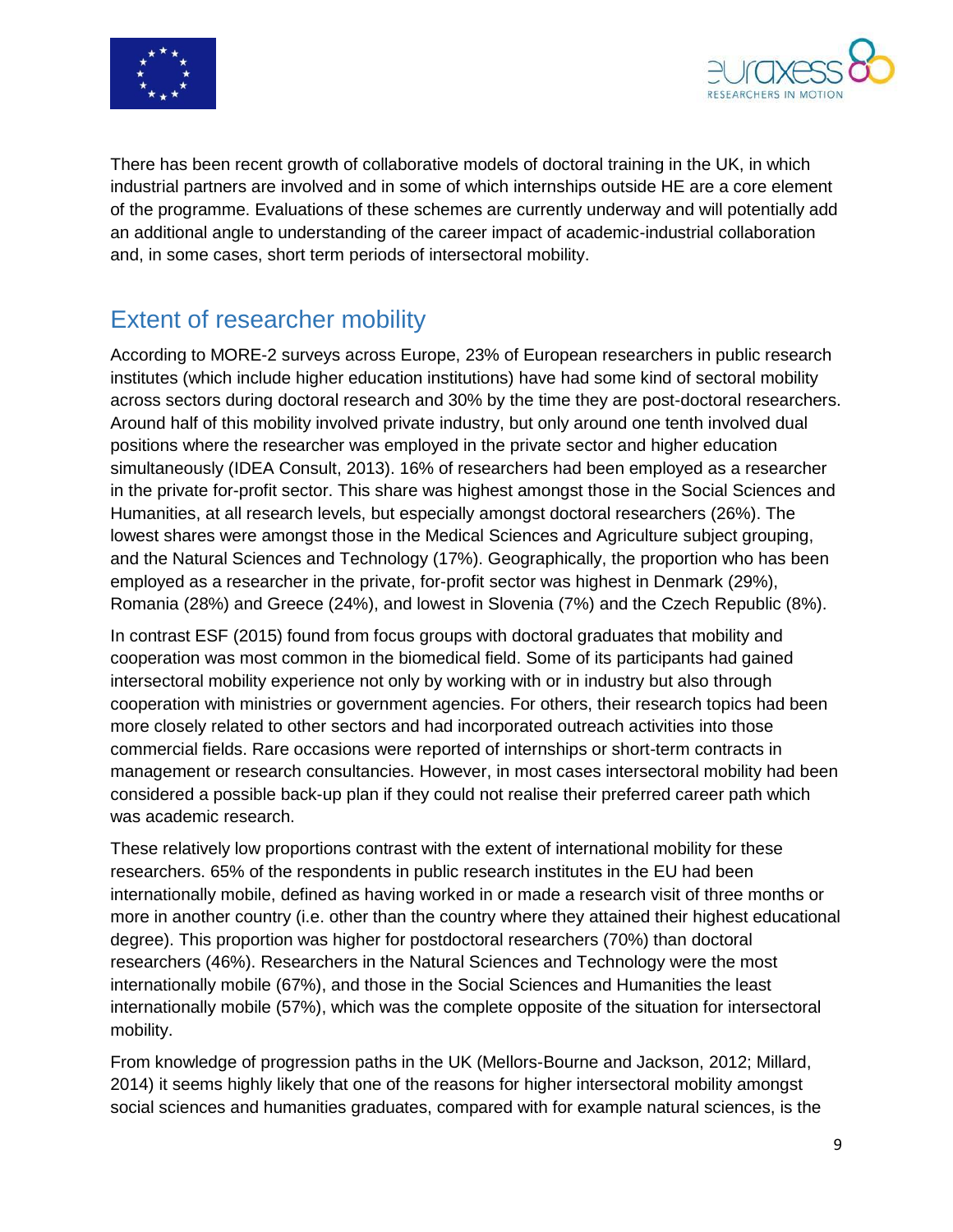There has been recent growth of collaborative models of doctoral training in the UK, in which industrial partners are involved and in some of which internships outside HE are a core element of the programme. Evaluations of these schemes are currently underway and will potentially add an additional angle to understanding of the career impact of academic-industrial collaboration and, in some cases, short term periods of intersectoral mobility.

## Extent of researcher mobility

According to MORE-2 surveys across Europe, 23% of European researchers in public research institutes (which include higher education institutions) have had some kind of sectoral mobility across sectors during doctoral research and 30% by the time they are post-doctoral researchers. Around half of this mobility involved private industry, but only around one tenth involved dual positions where the researcher was employed in the private sector and higher education simultaneously (IDEA Consult, 2013). 16% of researchers had been employed as a researcher in the private for-profit sector. This share was highest amongst those in the Social Sciences and Humanities, at all research levels, but especially amongst doctoral researchers (26%). The lowest shares were amongst those in the Medical Sciences and Agriculture subject grouping, and the Natural Sciences and Technology (17%). Geographically, the proportion who has been employed as a researcher in the private, for-profit sector was highest in Denmark (29%), Romania (28%) and Greece (24%), and lowest in Slovenia (7%) and the Czech Republic (8%).

In contrast ESF (2015) found from focus groups with doctoral graduates that mobility and cooperation was most common in the biomedical field. Some of its participants had gained intersectoral mobility experience not only by working with or in industry but also through cooperation with ministries or government agencies. For others, their research topics had been more closely related to other sectors and had incorporated outreach activities into those commercial fields. Rare occasions were reported of internships or short-term contracts in management or research consultancies. However, in most cases intersectoral mobility had been considered a possible back-up plan if they could not realise their preferred career path which was academic research.

These relatively low proportions contrast with the extent of international mobility for these researchers. 65% of the respondents in public research institutes in the EU had been internationally mobile, defined as having worked in or made a research visit of three months or more in another country (i.e. other than the country where they attained their highest educational degree). This proportion was higher for postdoctoral researchers (70%) than doctoral researchers (46%). Researchers in the Natural Sciences and Technology were the most internationally mobile (67%), and those in the Social Sciences and Humanities the least internationally mobile (57%), which was the complete opposite of the situation for intersectoral mobility.

From knowledge of progression paths in the UK (Mellors-Bourne and Jackson, 2012; Millard, 2014) it seems highly likely that one of the reasons for higher intersectoral mobility amongst social sciences and humanities graduates, compared with for example natural sciences, is the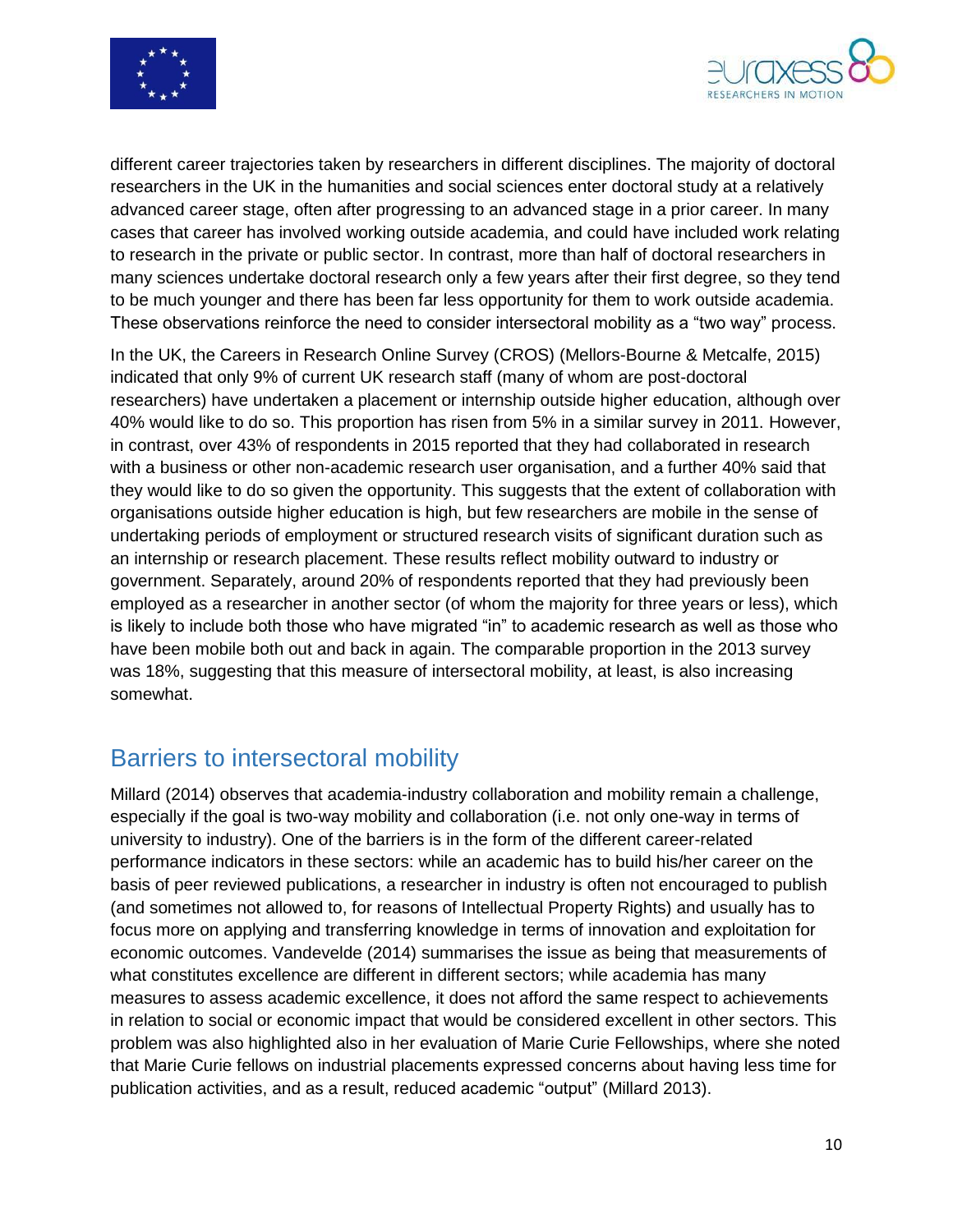different career trajectories taken by researchers in different disciplines. The majority of doctoral researchers in the UK in the humanities and social sciences enter doctoral study at a relatively advanced career stage, often after progressing to an advanced stage in a prior career. In many cases that career has involved working outside academia, and could have included work relating to research in the private or public sector. In contrast, more than half of doctoral researchers in many sciences undertake doctoral research only a few years after their first degree, so they tend to be much younger and there has been far less opportunity for them to work outside academia. These observations reinforce the need to consider intersectoral mobility as a "two way" process.

In the UK, the Careers in Research Online Survey (CROS) (Mellors-Bourne & Metcalfe, 2015) indicated that only 9% of current UK research staff (many of whom are post-doctoral researchers) have undertaken a placement or internship outside higher education, although over 40% would like to do so. This proportion has risen from 5% in a similar survey in 2011. However, in contrast, over 43% of respondents in 2015 reported that they had collaborated in research with a business or other non-academic research user organisation, and a further 40% said that they would like to do so given the opportunity. This suggests that the extent of collaboration with organisations outside higher education is high, but few researchers are mobile in the sense of undertaking periods of employment or structured research visits of significant duration such as an internship or research placement. These results reflect mobility outward to industry or government. Separately, around 20% of respondents reported that they had previously been employed as a researcher in another sector (of whom the majority for three years or less), which is likely to include both those who have migrated "in" to academic research as well as those who have been mobile both out and back in again. The comparable proportion in the 2013 survey was 18%, suggesting that this measure of intersectoral mobility, at least, is also increasing somewhat.

## Barriers to intersectoral mobility

Millard (2014) observes that academia-industry collaboration and mobility remain a challenge, especially if the goal is two-way mobility and collaboration (i.e. not only one-way in terms of university to industry). One of the barriers is in the form of the different career-related performance indicators in these sectors: while an academic has to build his/her career on the basis of peer reviewed publications, a researcher in industry is often not encouraged to publish (and sometimes not allowed to, for reasons of Intellectual Property Rights) and usually has to focus more on applying and transferring knowledge in terms of innovation and exploitation for economic outcomes. Vandevelde (2014) summarises the issue as being that measurements of what constitutes excellence are different in different sectors; while academia has many measures to assess academic excellence, it does not afford the same respect to achievements in relation to social or economic impact that would be considered excellent in other sectors. This problem was also highlighted also in her evaluation of Marie Curie Fellowships, where she noted that Marie Curie fellows on industrial placements expressed concerns about having less time for publication activities, and as a result, reduced academic "output" (Millard 2013).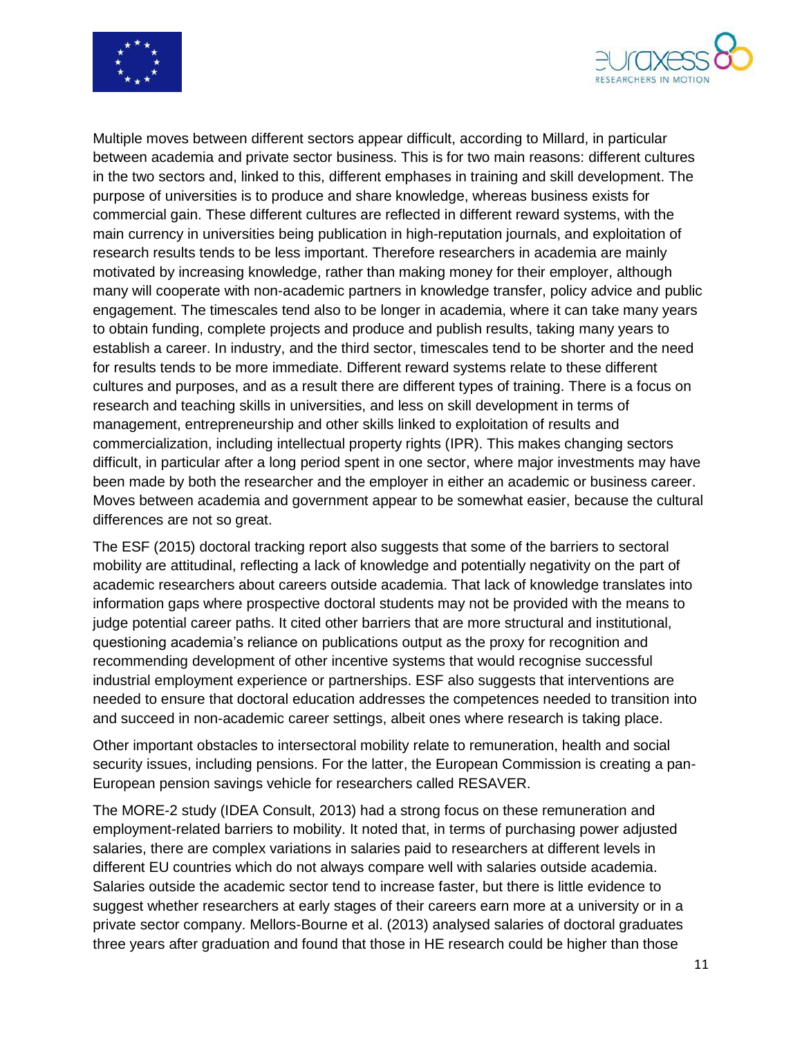Multiple moves between different sectors appear difficult, according to Millard, in particular between academia and private sector business. This is for two main reasons: different cultures in the two sectors and, linked to this, different emphases in training and skill development. The purpose of universities is to produce and share knowledge, whereas business exists for commercial gain. These different cultures are reflected in different reward systems, with the main currency in universities being publication in high-reputation journals, and exploitation of research results tends to be less important. Therefore researchers in academia are mainly motivated by increasing knowledge, rather than making money for their employer, although many will cooperate with non-academic partners in knowledge transfer, policy advice and public engagement. The timescales tend also to be longer in academia, where it can take many years to obtain funding, complete projects and produce and publish results, taking many years to establish a career. In industry, and the third sector, timescales tend to be shorter and the need for results tends to be more immediate. Different reward systems relate to these different cultures and purposes, and as a result there are different types of training. There is a focus on research and teaching skills in universities, and less on skill development in terms of management, entrepreneurship and other skills linked to exploitation of results and commercialization, including intellectual property rights (IPR). This makes changing sectors difficult, in particular after a long period spent in one sector, where major investments may have been made by both the researcher and the employer in either an academic or business career. Moves between academia and government appear to be somewhat easier, because the cultural differences are not so great.

The ESF (2015) doctoral tracking report also suggests that some of the barriers to sectoral mobility are attitudinal, reflecting a lack of knowledge and potentially negativity on the part of academic researchers about careers outside academia. That lack of knowledge translates into information gaps where prospective doctoral students may not be provided with the means to judge potential career paths. It cited other barriers that are more structural and institutional, questioning academia's reliance on publications output as the proxy for recognition and recommending development of other incentive systems that would recognise successful industrial employment experience or partnerships. ESF also suggests that interventions are needed to ensure that doctoral education addresses the competences needed to transition into and succeed in non-academic career settings, albeit ones where research is taking place.

Other important obstacles to intersectoral mobility relate to remuneration, health and social security issues, including pensions. For the latter, the European Commission is creating a pan-European pension savings vehicle for researchers called RESAVER.

The MORE-2 study (IDEA Consult, 2013) had a strong focus on these remuneration and employment-related barriers to mobility. It noted that, in terms of purchasing power adjusted salaries, there are complex variations in salaries paid to researchers at different levels in different EU countries which do not always compare well with salaries outside academia. Salaries outside the academic sector tend to increase faster, but there is little evidence to suggest whether researchers at early stages of their careers earn more at a university or in a private sector company. Mellors-Bourne et al. (2013) analysed salaries of doctoral graduates three years after graduation and found that those in HE research could be higher than those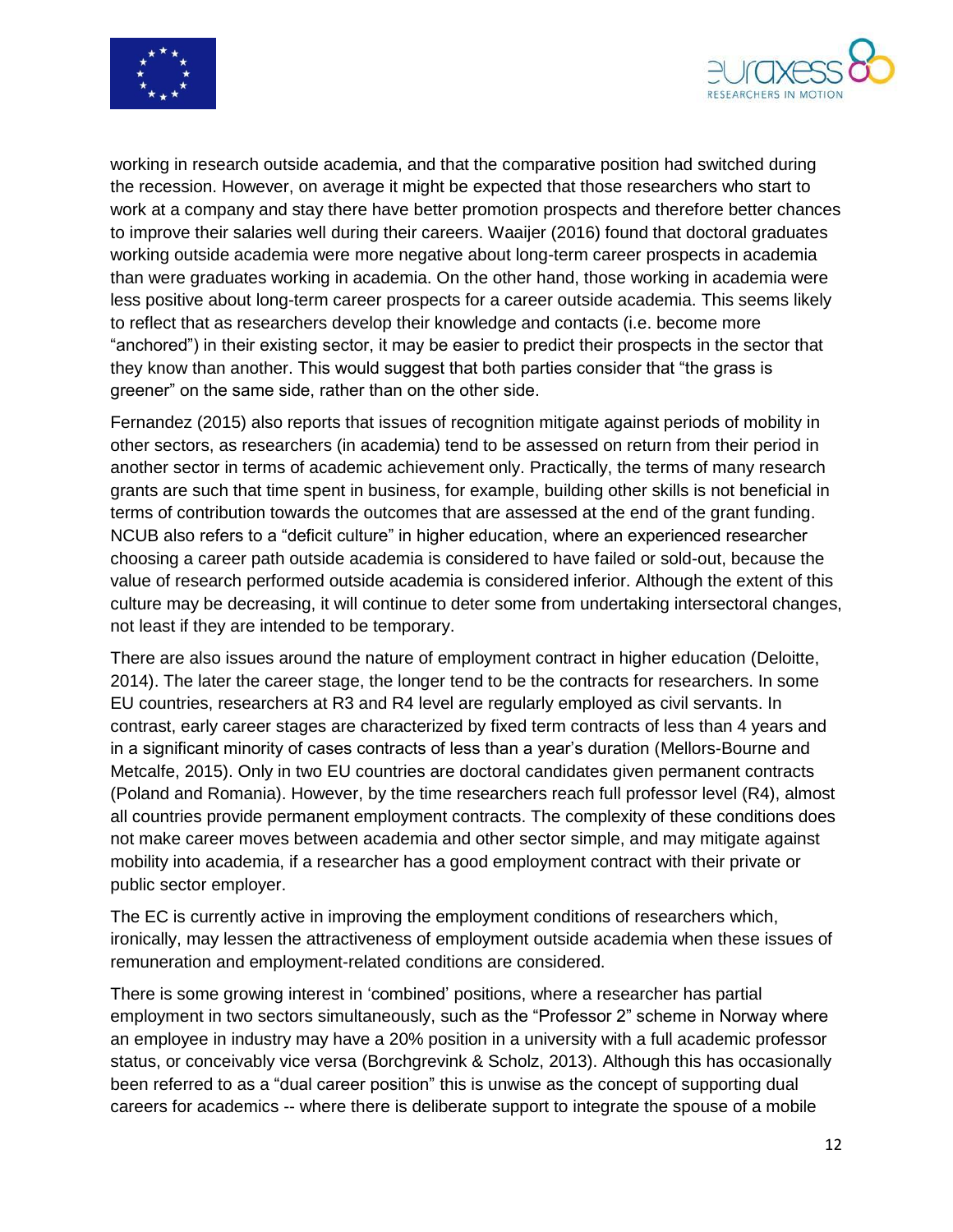working in research outside academia, and that the comparative position had switched during the recession. However, on average it might be expected that those researchers who start to work at a company and stay there have better promotion prospects and therefore better chances to improve their salaries well during their careers. Waaijer (2016) found that doctoral graduates working outside academia were more negative about long-term career prospects in academia than were graduates working in academia. On the other hand, those working in academia were less positive about long-term career prospects for a career outside academia. This seems likely to reflect that as researchers develop their knowledge and contacts (i.e. become more "anchored") in their existing sector, it may be easier to predict their prospects in the sector that they know than another. This would suggest that both parties consider that "the grass is greener" on the same side, rather than on the other side.

Fernandez (2015) also reports that issues of recognition mitigate against periods of mobility in other sectors, as researchers (in academia) tend to be assessed on return from their period in another sector in terms of academic achievement only. Practically, the terms of many research grants are such that time spent in business, for example, building other skills is not beneficial in terms of contribution towards the outcomes that are assessed at the end of the grant funding. NCUB also refers to a "deficit culture" in higher education, where an experienced researcher choosing a career path outside academia is considered to have failed or sold-out, because the value of research performed outside academia is considered inferior. Although the extent of this culture may be decreasing, it will continue to deter some from undertaking intersectoral changes, not least if they are intended to be temporary.

There are also issues around the nature of employment contract in higher education (Deloitte, 2014). The later the career stage, the longer tend to be the contracts for researchers. In some EU countries, researchers at R3 and R4 level are regularly employed as civil servants. In contrast, early career stages are characterized by fixed term contracts of less than 4 years and in a significant minority of cases contracts of less than a year's duration (Mellors-Bourne and Metcalfe, 2015). Only in two EU countries are doctoral candidates given permanent contracts (Poland and Romania). However, by the time researchers reach full professor level (R4), almost all countries provide permanent employment contracts. The complexity of these conditions does not make career moves between academia and other sector simple, and may mitigate against mobility into academia, if a researcher has a good employment contract with their private or public sector employer.

The EC is currently active in improving the employment conditions of researchers which, ironically, may lessen the attractiveness of employment outside academia when these issues of remuneration and employment-related conditions are considered.

There is some growing interest in 'combined' positions, where a researcher has partial employment in two sectors simultaneously, such as the "Professor 2" scheme in Norway where an employee in industry may have a 20% position in a university with a full academic professor status, or conceivably vice versa (Borchgrevink & Scholz, 2013). Although this has occasionally been referred to as a "dual career position" this is unwise as the concept of supporting dual careers for academics -- where there is deliberate support to integrate the spouse of a mobile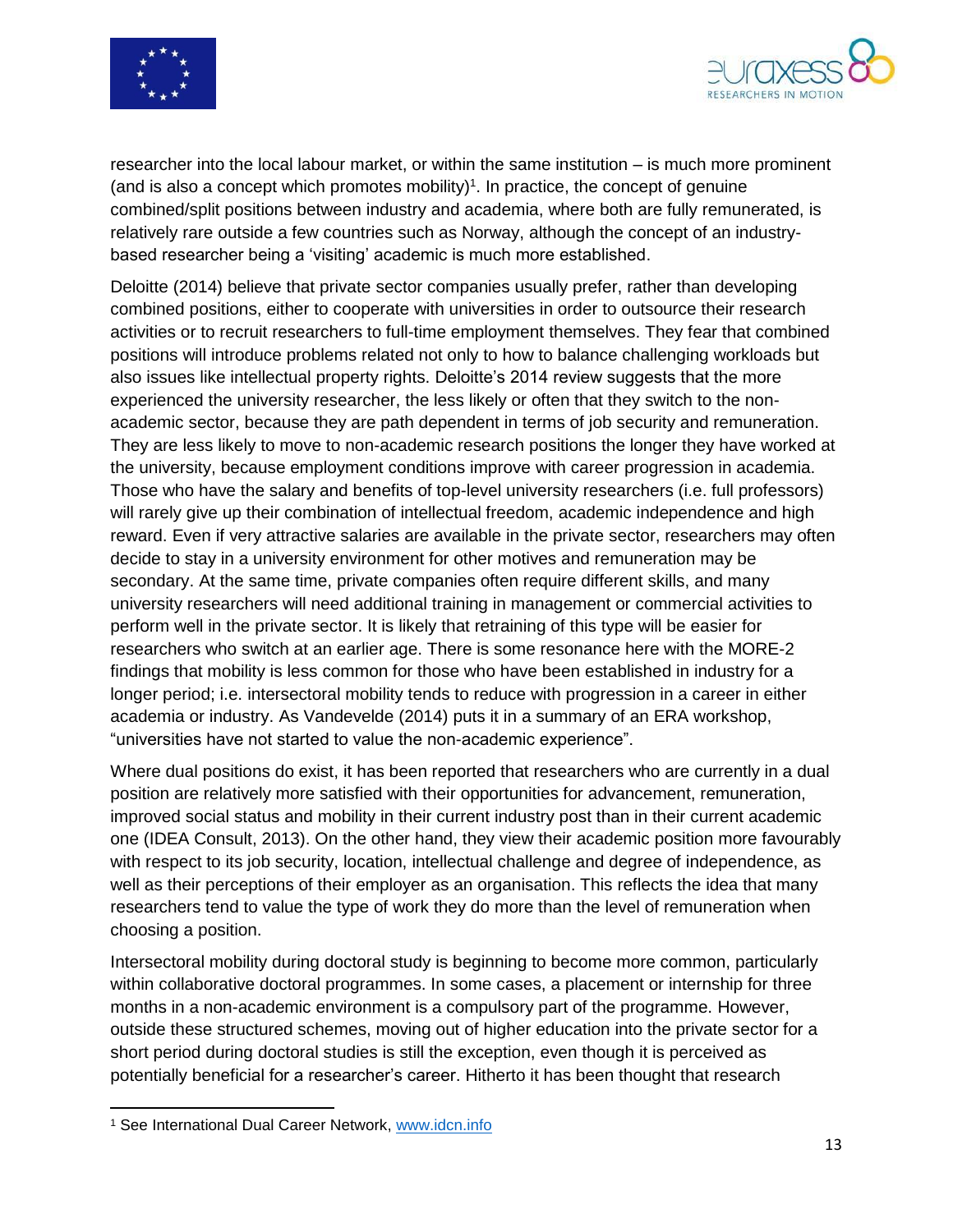researcher into the local labour market, or within the same institution – is much more prominent (and is also a concept which promotes mobility)[1]. In practice, the concept of genuine combined/split positions between industry and academia, where both are fully remunerated, is relatively rare outside a few countries such as Norway, although the concept of an industry-based researcher being a 'visiting' academic is much more established.

Deloitte (2014) believe that private sector companies usually prefer, rather than developing combined positions, either to cooperate with universities in order to outsource their research activities or to recruit researchers to full-time employment themselves. They fear that combined positions will introduce problems related not only to how to balance challenging workloads but also issues like intellectual property rights. Deloitte's 2014 review suggests that the more experienced the university researcher, the less likely or often that they switch to the non-academic sector, because they are path dependent in terms of job security and remuneration. They are less likely to move to non-academic research positions the longer they have worked at the university, because employment conditions improve with career progression in academia. Those who have the salary and benefits of top-level university researchers (i.e. full professors) will rarely give up their combination of intellectual freedom, academic independence and high reward. Even if very attractive salaries are available in the private sector, researchers may often decide to stay in a university environment for other motives and remuneration may be secondary. At the same time, private companies often require different skills, and many university researchers will need additional training in management or commercial activities to perform well in the private sector. It is likely that retraining of this type will be easier for researchers who switch at an earlier age. There is some resonance here with the MORE-2 findings that mobility is less common for those who have been established in industry for a longer period; i.e. intersectoral mobility tends to reduce with progression in a career in either academia or industry. As Vandevelde (2014) puts it in a summary of an ERA workshop, "universities have not started to value the non-academic experience".

Where dual positions do exist, it has been reported that researchers who are currently in a dual position are relatively more satisfied with their opportunities for advancement, remuneration, improved social status and mobility in their current industry post than in their current academic one (IDEA Consult, 2013). On the other hand, they view their academic position more favourably with respect to its job security, location, intellectual challenge and degree of independence, as well as their perceptions of their employer as an organisation. This reflects the idea that many researchers tend to value the type of work they do more than the level of remuneration when choosing a position.

Intersectoral mobility during doctoral study is beginning to become more common, particularly within collaborative doctoral programmes. In some cases, a placement or internship for three months in a non-academic environment is a compulsory part of the programme. However, outside these structured schemes, moving out of higher education into the private sector for a short period during doctoral studies is still the exception, even though it is perceived as potentially beneficial for a researcher's career. Hitherto it has been thought that research

[1] See International Dual Career Network, www.idcn.info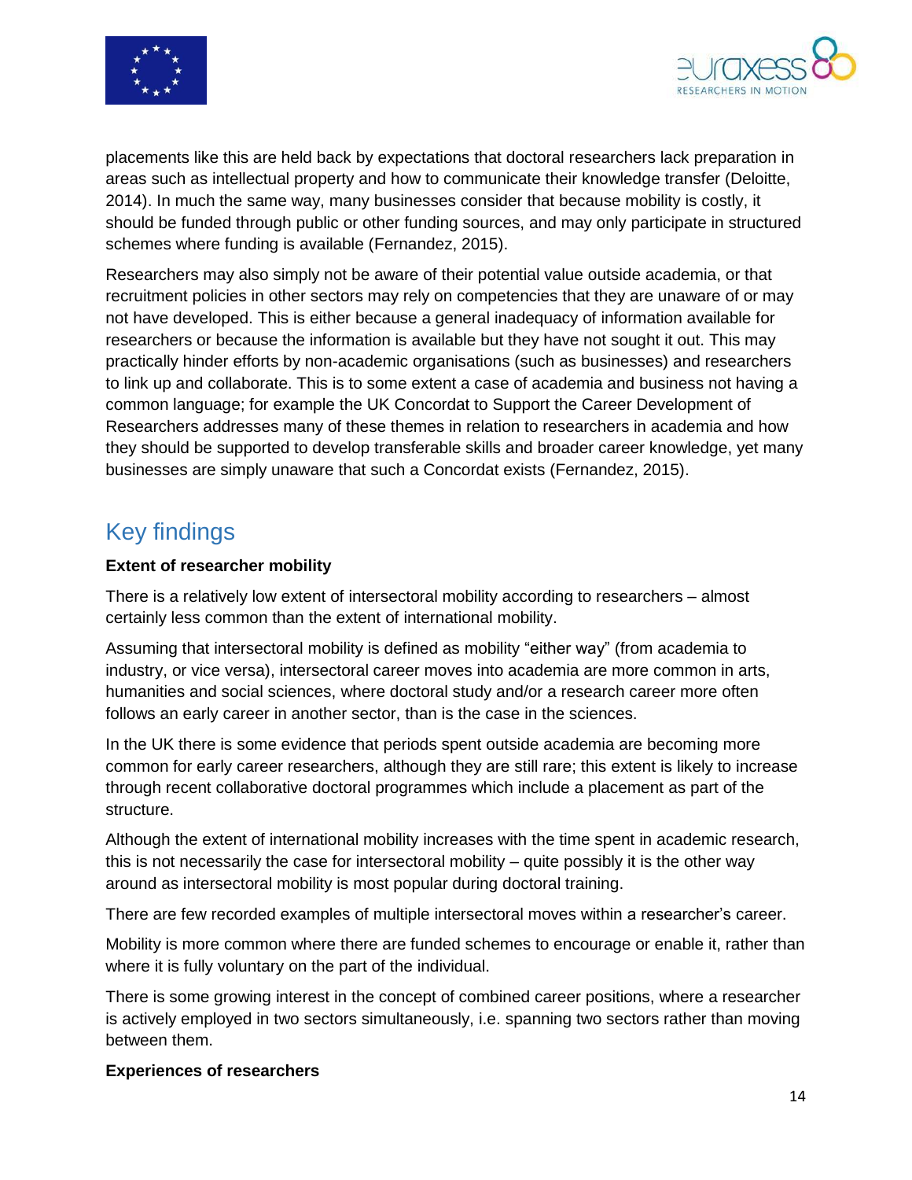placements like this are held back by expectations that doctoral researchers lack preparation in areas such as intellectual property and how to communicate their knowledge transfer (Deloitte, 2014). In much the same way, many businesses consider that because mobility is costly, it should be funded through public or other funding sources, and may only participate in structured schemes where funding is available (Fernandez, 2015).

Researchers may also simply not be aware of their potential value outside academia, or that recruitment policies in other sectors may rely on competencies that they are unaware of or may not have developed. This is either because a general inadequacy of information available for researchers or because the information is available but they have not sought it out. This may practically hinder efforts by non-academic organisations (such as businesses) and researchers to link up and collaborate. This is to some extent a case of academia and business not having a common language; for example the UK Concordat to Support the Career Development of Researchers addresses many of these themes in relation to researchers in academia and how they should be supported to develop transferable skills and broader career knowledge, yet many businesses are simply unaware that such a Concordat exists (Fernandez, 2015).

## Key findings

**Extent of researcher mobility**

There is a relatively low extent of intersectoral mobility according to researchers – almost certainly less common than the extent of international mobility.

Assuming that intersectoral mobility is defined as mobility "either way" (from academia to industry, or vice versa), intersectoral career moves into academia are more common in arts, humanities and social sciences, where doctoral study and/or a research career more often follows an early career in another sector, than is the case in the sciences.

In the UK there is some evidence that periods spent outside academia are becoming more common for early career researchers, although they are still rare; this extent is likely to increase through recent collaborative doctoral programmes which include a placement as part of the structure.

Although the extent of international mobility increases with the time spent in academic research, this is not necessarily the case for intersectoral mobility – quite possibly it is the other way around as intersectoral mobility is most popular during doctoral training.

There are few recorded examples of multiple intersectoral moves within a researcher's career.

Mobility is more common where there are funded schemes to encourage or enable it, rather than where it is fully voluntary on the part of the individual.

There is some growing interest in the concept of combined career positions, where a researcher is actively employed in two sectors simultaneously, i.e. spanning two sectors rather than moving between them.

**Experiences of researchers**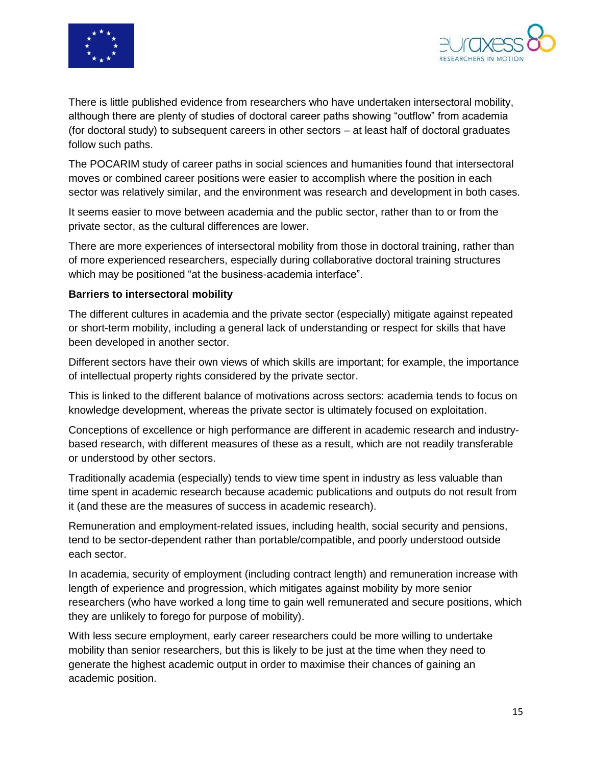There is little published evidence from researchers who have undertaken intersectoral mobility, although there are plenty of studies of doctoral career paths showing "outflow" from academia (for doctoral study) to subsequent careers in other sectors – at least half of doctoral graduates follow such paths.

The POCARIM study of career paths in social sciences and humanities found that intersectoral moves or combined career positions were easier to accomplish where the position in each sector was relatively similar, and the environment was research and development in both cases.

It seems easier to move between academia and the public sector, rather than to or from the private sector, as the cultural differences are lower.

There are more experiences of intersectoral mobility from those in doctoral training, rather than of more experienced researchers, especially during collaborative doctoral training structures which may be positioned "at the business-academia interface".

**Barriers to intersectoral mobility**

The different cultures in academia and the private sector (especially) mitigate against repeated or short-term mobility, including a general lack of understanding or respect for skills that have been developed in another sector.

Different sectors have their own views of which skills are important; for example, the importance of intellectual property rights considered by the private sector.

This is linked to the different balance of motivations across sectors: academia tends to focus on knowledge development, whereas the private sector is ultimately focused on exploitation.

Conceptions of excellence or high performance are different in academic research and industry-based research, with different measures of these as a result, which are not readily transferable or understood by other sectors.

Traditionally academia (especially) tends to view time spent in industry as less valuable than time spent in academic research because academic publications and outputs do not result from it (and these are the measures of success in academic research).

Remuneration and employment-related issues, including health, social security and pensions, tend to be sector-dependent rather than portable/compatible, and poorly understood outside each sector.

In academia, security of employment (including contract length) and remuneration increase with length of experience and progression, which mitigates against mobility by more senior researchers (who have worked a long time to gain well remunerated and secure positions, which they are unlikely to forego for purpose of mobility).

With less secure employment, early career researchers could be more willing to undertake mobility than senior researchers, but this is likely to be just at the time when they need to generate the highest academic output in order to maximise their chances of gaining an academic position.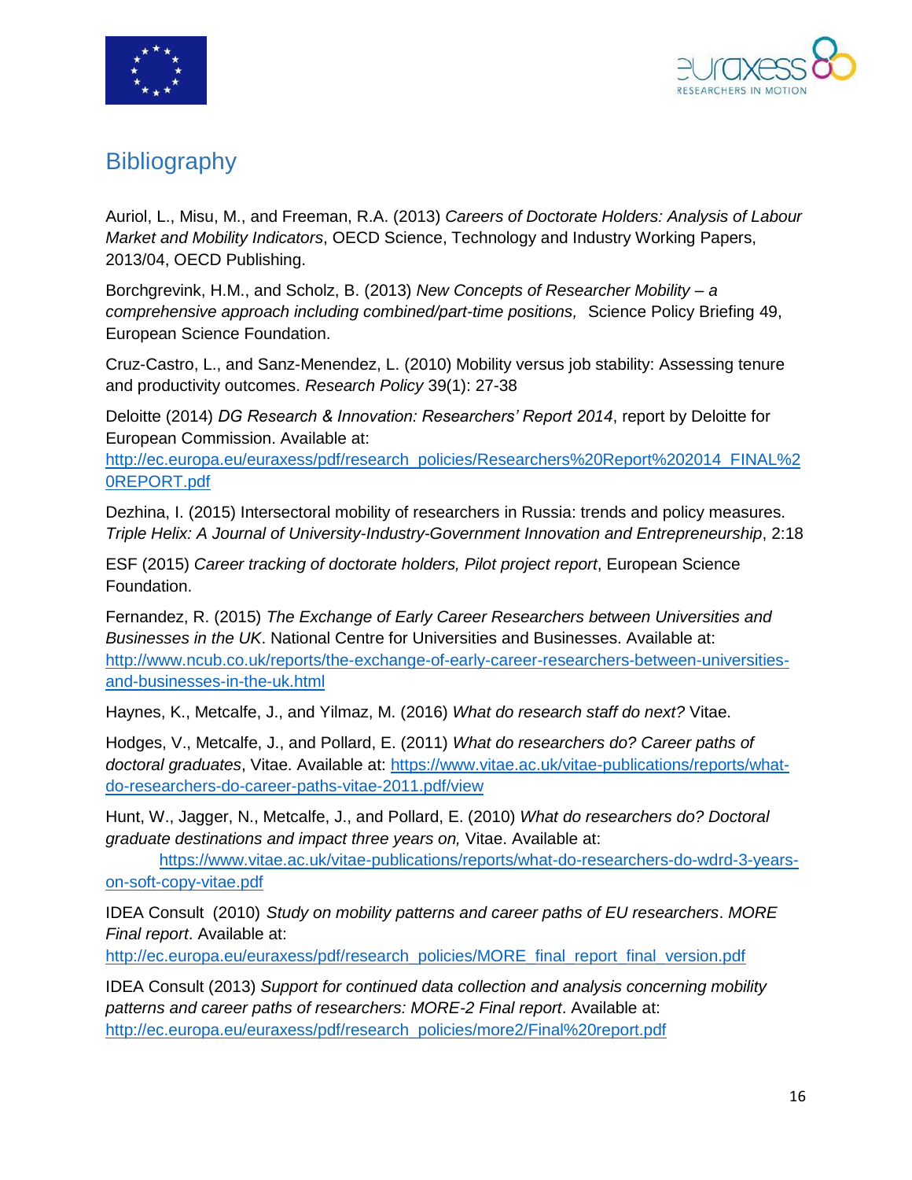# Bibliography

Auriol, L., Misu, M., and Freeman, R.A. (2013) *Careers of Doctorate Holders: Analysis of Labour Market and Mobility Indicators*, OECD Science, Technology and Industry Working Papers, 2013/04, OECD Publishing.

Borchgrevink, H.M., and Scholz, B. (2013) *New Concepts of Researcher Mobility – a comprehensive approach including combined/part-time positions,* Science Policy Briefing 49, European Science Foundation.

Cruz-Castro, L., and Sanz-Menendez, L. (2010) Mobility versus job stability: Assessing tenure and productivity outcomes. *Research Policy* 39(1): 27-38

Deloitte (2014) *DG Research & Innovation: Researchers' Report 2014*, report by Deloitte for European Commission. Available at: http://ec.europa.eu/euraxess/pdf/research_policies/Researchers%20Report%202014_FINAL%20REPORT.pdf

Dezhina, I. (2015) Intersectoral mobility of researchers in Russia: trends and policy measures. *Triple Helix: A Journal of University-Industry-Government Innovation and Entrepreneurship*, 2:18

ESF (2015) *Career tracking of doctorate holders, Pilot project report*, European Science Foundation.

Fernandez, R. (2015) *The Exchange of Early Career Researchers between Universities and Businesses in the UK*. National Centre for Universities and Businesses. Available at: http://www.ncub.co.uk/reports/the-exchange-of-early-career-researchers-between-universities-and-businesses-in-the-uk.html

Haynes, K., Metcalfe, J., and Yilmaz, M. (2016) *What do research staff do next?* Vitae.

Hodges, V., Metcalfe, J., and Pollard, E. (2011) *What do researchers do? Career paths of doctoral graduates*, Vitae. Available at: https://www.vitae.ac.uk/vitae-publications/reports/what-do-researchers-do-career-paths-vitae-2011.pdf/view

Hunt, W., Jagger, N., Metcalfe, J., and Pollard, E. (2010) *What do researchers do? Doctoral graduate destinations and impact three years on,* Vitae. Available at: https://www.vitae.ac.uk/vitae-publications/reports/what-do-researchers-do-wdrd-3-years-on-soft-copy-vitae.pdf

IDEA Consult (2010) *Study on mobility patterns and career paths of EU researchers*. *MORE Final report*. Available at: http://ec.europa.eu/euraxess/pdf/research_policies/MORE_final_report_final_version.pdf

IDEA Consult (2013) *Support for continued data collection and analysis concerning mobility patterns and career paths of researchers: MORE-2 Final report*. Available at: http://ec.europa.eu/euraxess/pdf/research_policies/more2/Final%20report.pdf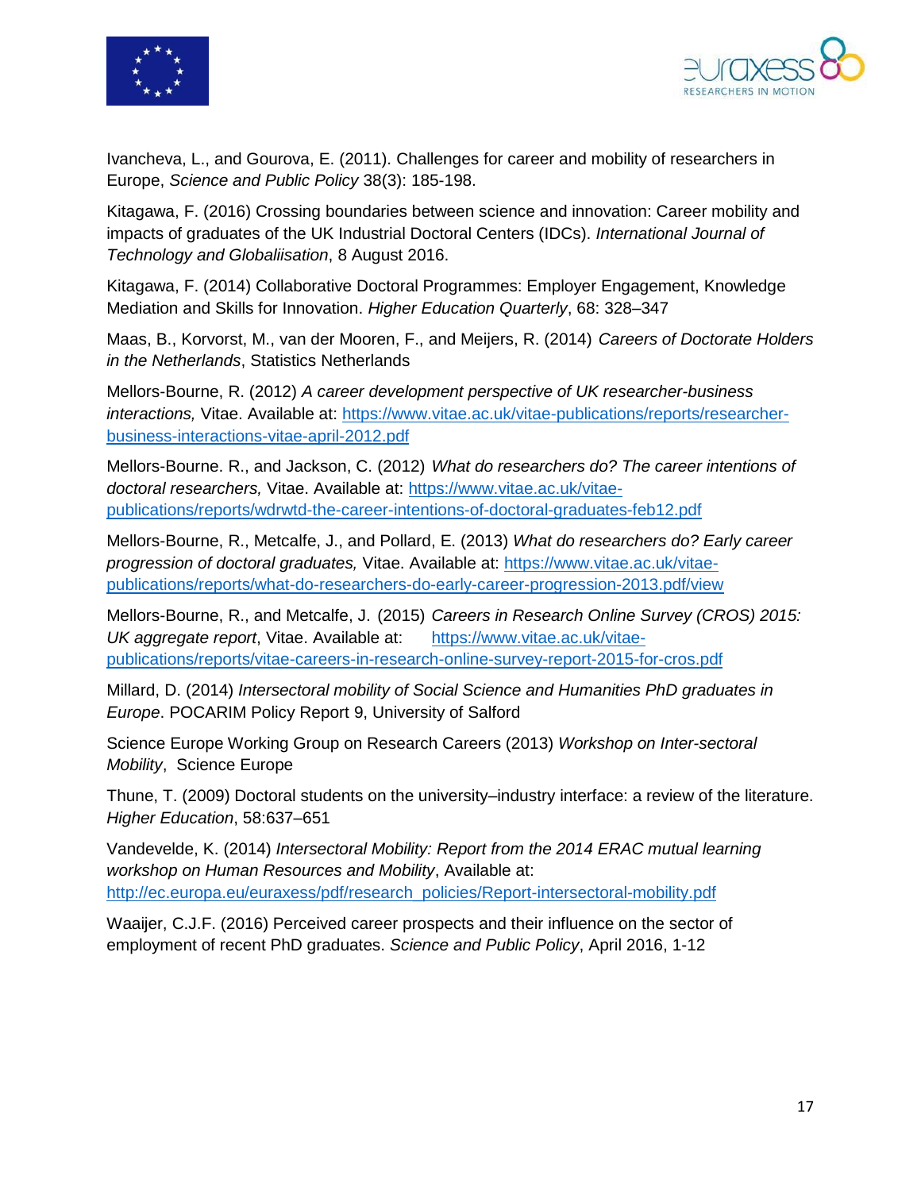Ivancheva, L., and Gourova, E. (2011). Challenges for career and mobility of researchers in Europe, *Science and Public Policy* 38(3): 185-198.

Kitagawa, F. (2016) Crossing boundaries between science and innovation: Career mobility and impacts of graduates of the UK Industrial Doctoral Centers (IDCs). *International Journal of Technology and Globaliisation*, 8 August 2016.

Kitagawa, F. (2014) Collaborative Doctoral Programmes: Employer Engagement, Knowledge Mediation and Skills for Innovation. *Higher Education Quarterly*, 68: 328–347

Maas, B., Korvorst, M., van der Mooren, F., and Meijers, R. (2014) *Careers of Doctorate Holders in the Netherlands*, Statistics Netherlands

Mellors-Bourne, R. (2012) *A career development perspective of UK researcher-business interactions,* Vitae. Available at: https://www.vitae.ac.uk/vitae-publications/reports/researcher-business-interactions-vitae-april-2012.pdf

Mellors-Bourne. R., and Jackson, C. (2012) *What do researchers do? The career intentions of doctoral researchers,* Vitae. Available at: https://www.vitae.ac.uk/vitae-publications/reports/wdrwtd-the-career-intentions-of-doctoral-graduates-feb12.pdf

Mellors-Bourne, R., Metcalfe, J., and Pollard, E. (2013) *What do researchers do? Early career progression of doctoral graduates,* Vitae. Available at: https://www.vitae.ac.uk/vitae-publications/reports/what-do-researchers-do-early-career-progression-2013.pdf/view

Mellors-Bourne, R., and Metcalfe, J. (2015) *Careers in Research Online Survey (CROS) 2015: UK aggregate report*, Vitae. Available at: https://www.vitae.ac.uk/vitae-publications/reports/vitae-careers-in-research-online-survey-report-2015-for-cros.pdf

Millard, D. (2014) *Intersectoral mobility of Social Science and Humanities PhD graduates in Europe*. POCARIM Policy Report 9, University of Salford

Science Europe Working Group on Research Careers (2013) *Workshop on Inter-sectoral Mobility*, Science Europe

Thune, T. (2009) Doctoral students on the university–industry interface: a review of the literature. *Higher Education*, 58:637–651

Vandevelde, K. (2014) *Intersectoral Mobility: Report from the 2014 ERAC mutual learning workshop on Human Resources and Mobility*, Available at: http://ec.europa.eu/euraxess/pdf/research_policies/Report-intersectoral-mobility.pdf

Waaijer, C.J.F. (2016) Perceived career prospects and their influence on the sector of employment of recent PhD graduates. *Science and Public Policy*, April 2016, 1-12